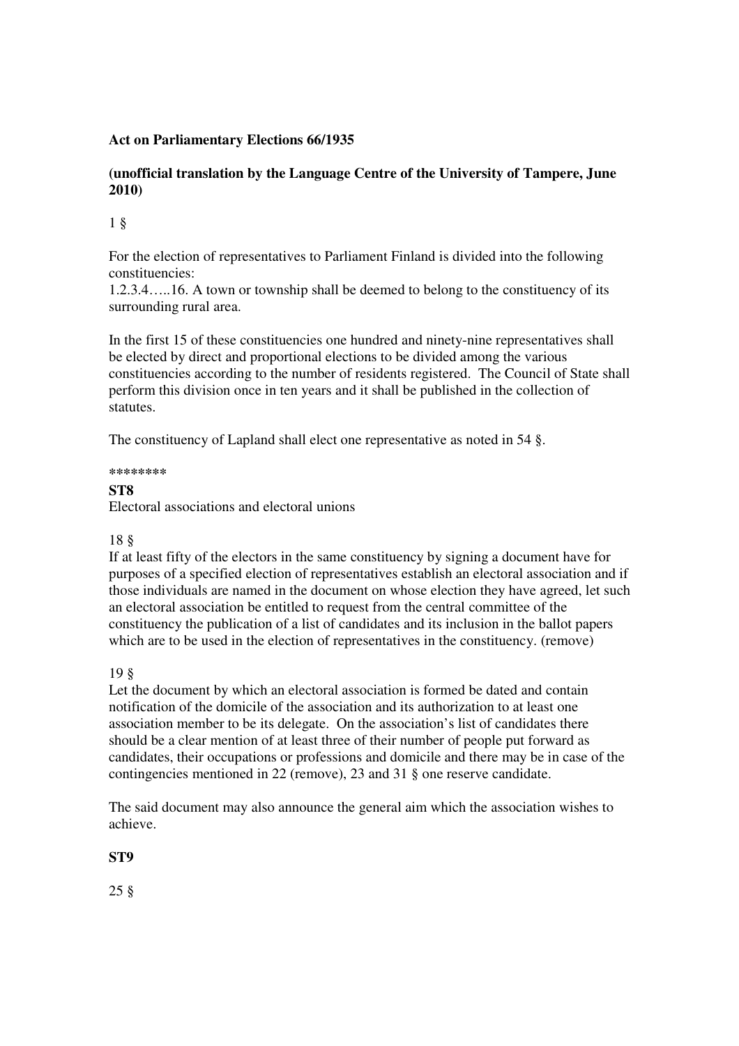**Act on Parliamentary Elections 66/1935**

**(unofficial translation by the Language Centre of the University of Tampere, June 2010)**

1 §

For the election of representatives to Parliament Finland is divided into the following constituencies:
1.2.3.4…..16. A town or township shall be deemed to belong to the constituency of its surrounding rural area.

In the first 15 of these constituencies one hundred and ninety-nine representatives shall be elected by direct and proportional elections to be divided among the various constituencies according to the number of residents registered. The Council of State shall perform this division once in ten years and it shall be published in the collection of statutes.

The constituency of Lapland shall elect one representative as noted in 54 §.

\*\*\*\*\*\*\*\*

**ST8**
Electoral associations and electoral unions

18 §
If at least fifty of the electors in the same constituency by signing a document have for purposes of a specified election of representatives establish an electoral association and if those individuals are named in the document on whose election they have agreed, let such an electoral association be entitled to request from the central committee of the constituency the publication of a list of candidates and its inclusion in the ballot papers which are to be used in the election of representatives in the constituency. (remove)

19 §
Let the document by which an electoral association is formed be dated and contain notification of the domicile of the association and its authorization to at least one association member to be its delegate. On the association's list of candidates there should be a clear mention of at least three of their number of people put forward as candidates, their occupations or professions and domicile and there may be in case of the contingencies mentioned in 22 (remove), 23 and 31 § one reserve candidate.

The said document may also announce the general aim which the association wishes to achieve.

**ST9**

25 §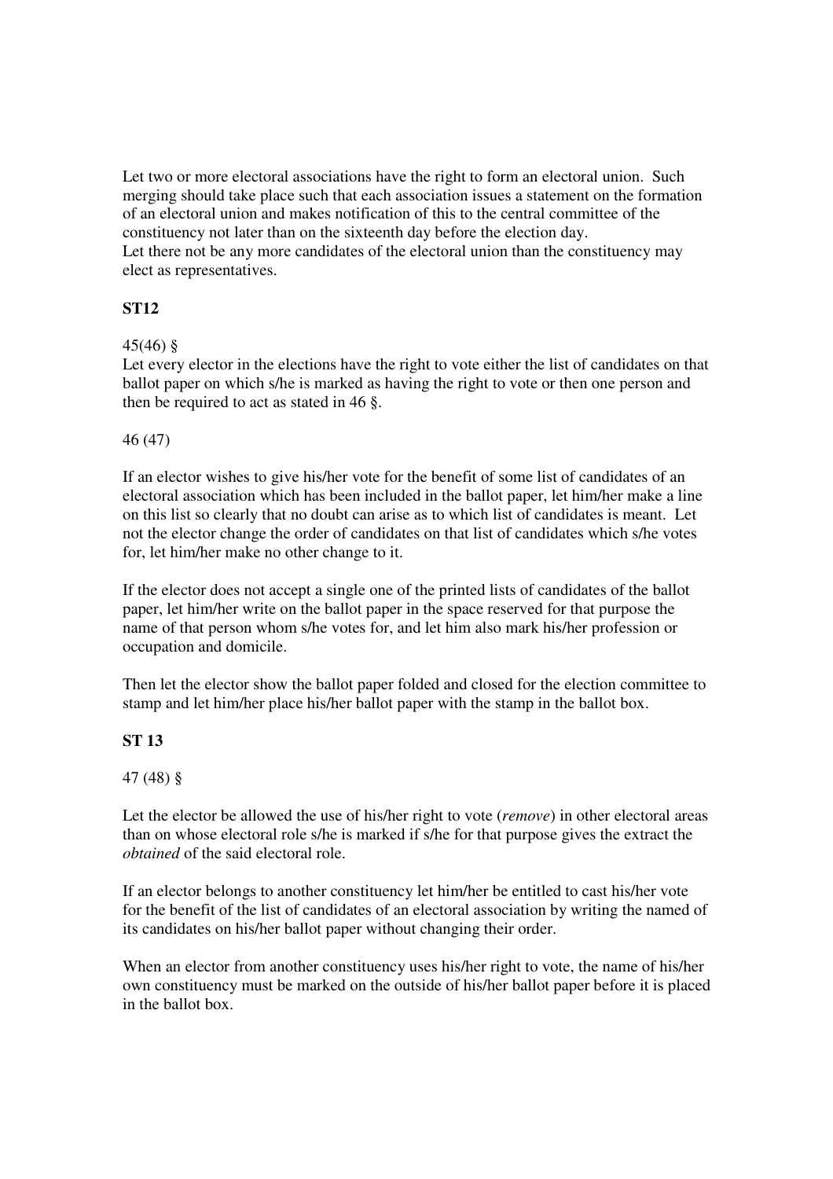Let two or more electoral associations have the right to form an electoral union. Such merging should take place such that each association issues a statement on the formation of an electoral union and makes notification of this to the central committee of the constituency not later than on the sixteenth day before the election day.
Let there not be any more candidates of the electoral union than the constituency may elect as representatives.

**ST12**

45(46) §
Let every elector in the elections have the right to vote either the list of candidates on that ballot paper on which s/he is marked as having the right to vote or then one person and then be required to act as stated in 46 §.

46 (47)

If an elector wishes to give his/her vote for the benefit of some list of candidates of an electoral association which has been included in the ballot paper, let him/her make a line on this list so clearly that no doubt can arise as to which list of candidates is meant. Let not the elector change the order of candidates on that list of candidates which s/he votes for, let him/her make no other change to it.

If the elector does not accept a single one of the printed lists of candidates of the ballot paper, let him/her write on the ballot paper in the space reserved for that purpose the name of that person whom s/he votes for, and let him also mark his/her profession or occupation and domicile.

Then let the elector show the ballot paper folded and closed for the election committee to stamp and let him/her place his/her ballot paper with the stamp in the ballot box.

**ST 13**

47 (48) §

Let the elector be allowed the use of his/her right to vote (*remove*) in other electoral areas than on whose electoral role s/he is marked if s/he for that purpose gives the extract the *obtained* of the said electoral role.

If an elector belongs to another constituency let him/her be entitled to cast his/her vote for the benefit of the list of candidates of an electoral association by writing the named of its candidates on his/her ballot paper without changing their order.

When an elector from another constituency uses his/her right to vote, the name of his/her own constituency must be marked on the outside of his/her ballot paper before it is placed in the ballot box.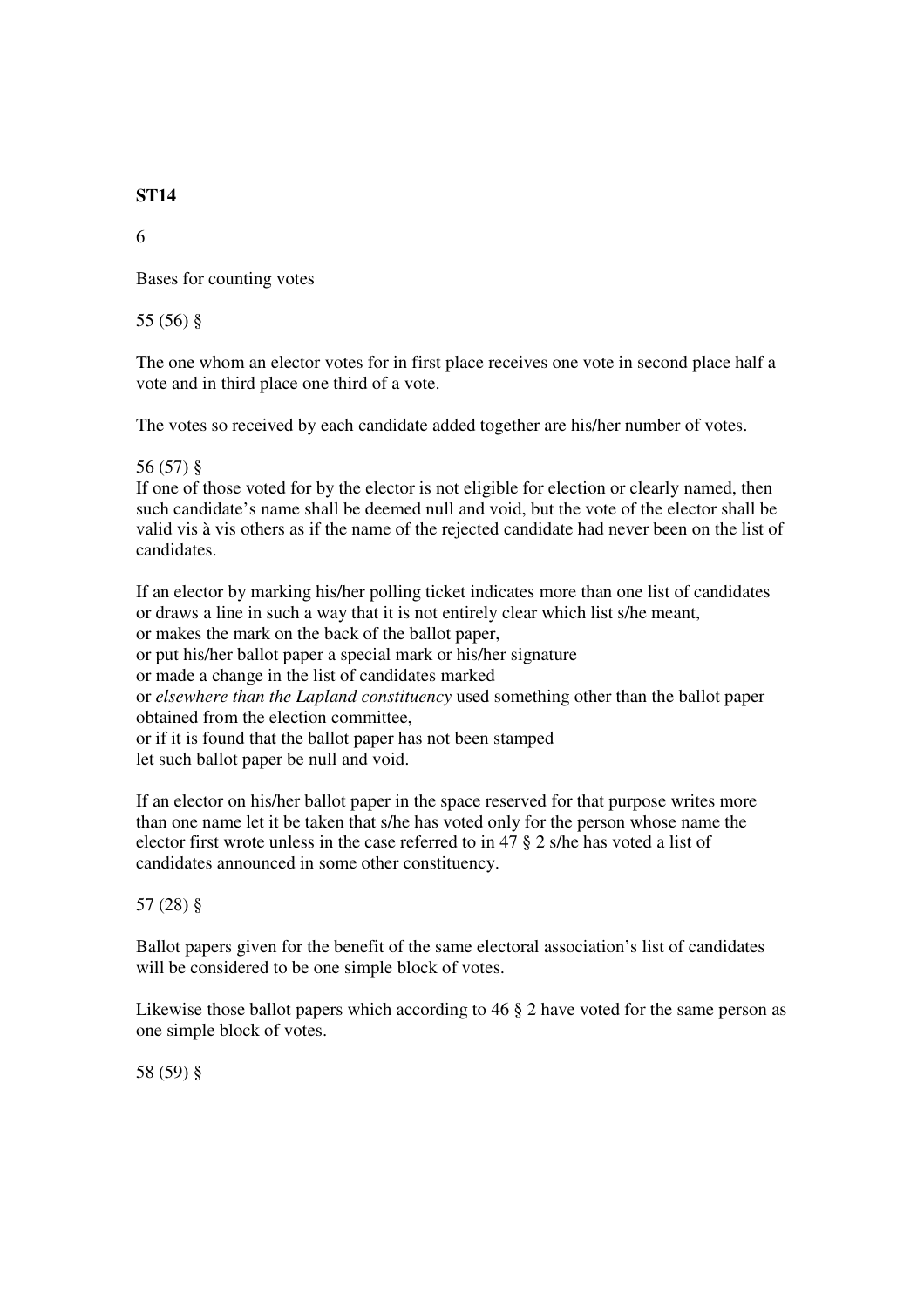**ST14**

6

Bases for counting votes

55 (56) §

The one whom an elector votes for in first place receives one vote in second place half a vote and in third place one third of a vote.

The votes so received by each candidate added together are his/her number of votes.

56 (57) §

If one of those voted for by the elector is not eligible for election or clearly named, then such candidate's name shall be deemed null and void, but the vote of the elector shall be valid vis à vis others as if the name of the rejected candidate had never been on the list of candidates.

If an elector by marking his/her polling ticket indicates more than one list of candidates or draws a line in such a way that it is not entirely clear which list s/he meant,
or makes the mark on the back of the ballot paper,
or put his/her ballot paper a special mark or his/her signature
or made a change in the list of candidates marked
or *elsewhere than the Lapland constituency* used something other than the ballot paper obtained from the election committee,
or if it is found that the ballot paper has not been stamped
let such ballot paper be null and void.

If an elector on his/her ballot paper in the space reserved for that purpose writes more than one name let it be taken that s/he has voted only for the person whose name the elector first wrote unless in the case referred to in 47 § 2 s/he has voted a list of candidates announced in some other constituency.

57 (28) §

Ballot papers given for the benefit of the same electoral association's list of candidates will be considered to be one simple block of votes.

Likewise those ballot papers which according to 46 § 2 have voted for the same person as one simple block of votes.

58 (59) §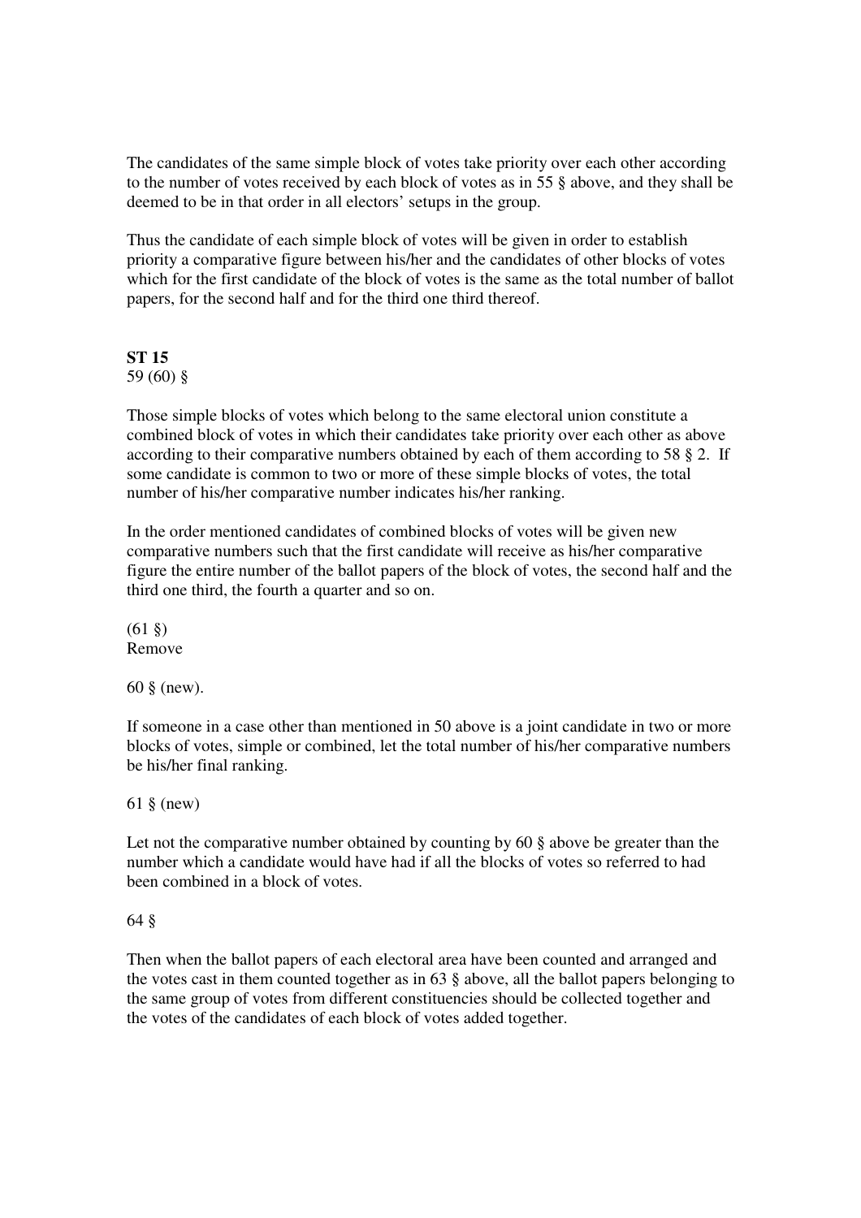The candidates of the same simple block of votes take priority over each other according to the number of votes received by each block of votes as in 55 § above, and they shall be deemed to be in that order in all electors' setups in the group.

Thus the candidate of each simple block of votes will be given in order to establish priority a comparative figure between his/her and the candidates of other blocks of votes which for the first candidate of the block of votes is the same as the total number of ballot papers, for the second half and for the third one third thereof.

**ST 15**
59 (60) §

Those simple blocks of votes which belong to the same electoral union constitute a combined block of votes in which their candidates take priority over each other as above according to their comparative numbers obtained by each of them according to 58 § 2. If some candidate is common to two or more of these simple blocks of votes, the total number of his/her comparative number indicates his/her ranking.

In the order mentioned candidates of combined blocks of votes will be given new comparative numbers such that the first candidate will receive as his/her comparative figure the entire number of the ballot papers of the block of votes, the second half and the third one third, the fourth a quarter and so on.

(61 §)
Remove

60 § (new).

If someone in a case other than mentioned in 50 above is a joint candidate in two or more blocks of votes, simple or combined, let the total number of his/her comparative numbers be his/her final ranking.

61 § (new)

Let not the comparative number obtained by counting by 60 § above be greater than the number which a candidate would have had if all the blocks of votes so referred to had been combined in a block of votes.

64 §

Then when the ballot papers of each electoral area have been counted and arranged and the votes cast in them counted together as in 63 § above, all the ballot papers belonging to the same group of votes from different constituencies should be collected together and the votes of the candidates of each block of votes added together.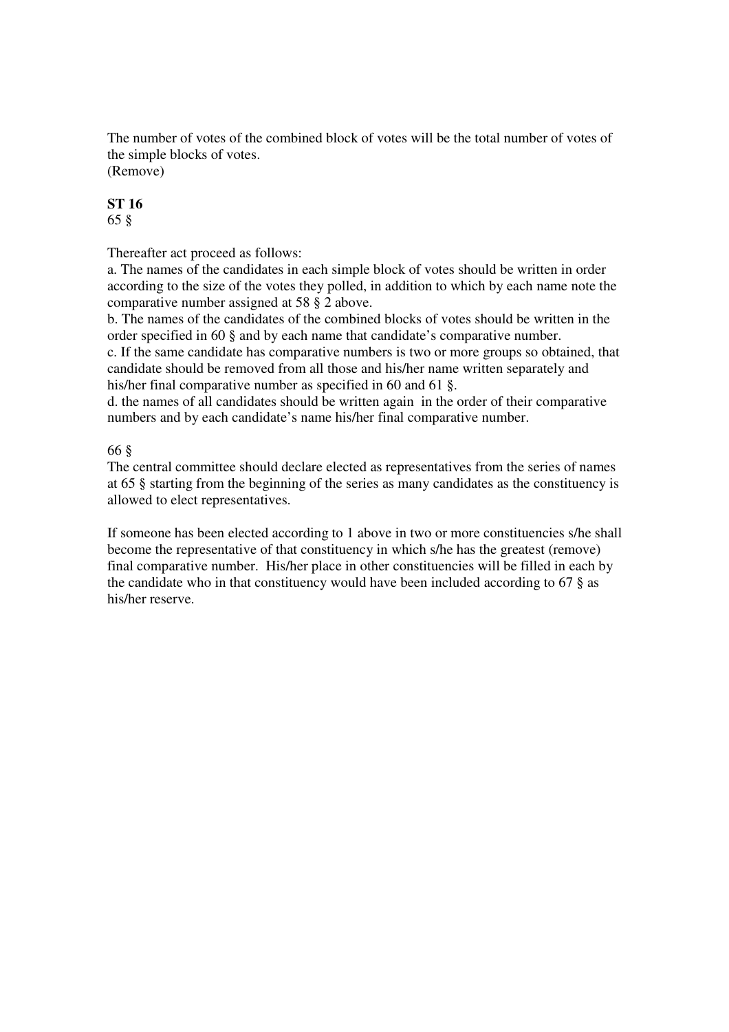The number of votes of the combined block of votes will be the total number of votes of the simple blocks of votes.
(Remove)

**ST 16**
65 §

Thereafter act proceed as follows:
a. The names of the candidates in each simple block of votes should be written in order according to the size of the votes they polled, in addition to which by each name note the comparative number assigned at 58 § 2 above.
b. The names of the candidates of the combined blocks of votes should be written in the order specified in 60 § and by each name that candidate's comparative number.
c. If the same candidate has comparative numbers is two or more groups so obtained, that candidate should be removed from all those and his/her name written separately and his/her final comparative number as specified in 60 and 61 §.
d. the names of all candidates should be written again in the order of their comparative numbers and by each candidate's name his/her final comparative number.

66 §
The central committee should declare elected as representatives from the series of names at 65 § starting from the beginning of the series as many candidates as the constituency is allowed to elect representatives.

If someone has been elected according to 1 above in two or more constituencies s/he shall become the representative of that constituency in which s/he has the greatest (remove) final comparative number. His/her place in other constituencies will be filled in each by the candidate who in that constituency would have been included according to 67 § as his/her reserve.